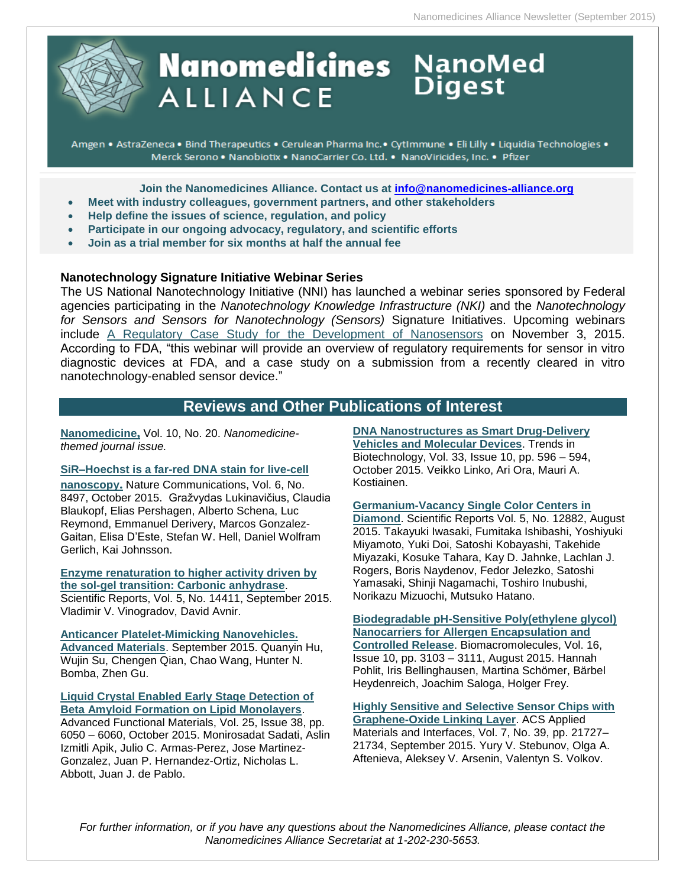# Nanomedicines ALLIANCE

## NanoMed Digest

Amgen • AstraZeneca • Bind Therapeutics • Cerulean Pharma Inc.• CytImmune • Eli Lilly • Liquidia Technologies • Merck Serono • Nanobiotix • NanoCarrier Co. Ltd. • NanoViricides, Inc. • Pfizer

**Join the Nanomedicines Alliance. Contact us at info@nanomedicines-alliance.org**

- **Meet with industry colleagues, government partners, and other stakeholders**
- **Help define the issues of science, regulation, and policy**
- **Participate in our ongoing advocacy, regulatory, and scientific efforts**
- **Join as a trial member for six months at half the annual fee**

### Nanotechnology Signature Initiative Webinar Series

The US National Nanotechnology Initiative (NNI) has launched a webinar series sponsored by Federal agencies participating in the *Nanotechnology Knowledge Infrastructure (NKI)* and the *Nanotechnology for Sensors and Sensors for Nanotechnology (Sensors)* Signature Initiatives. Upcoming webinars include A Regulatory Case Study for the Development of Nanosensors on November 3, 2015. According to FDA, "this webinar will provide an overview of regulatory requirements for sensor in vitro diagnostic devices at FDA, and a case study on a submission from a recently cleared in vitro nanotechnology-enabled sensor device."

## Reviews and Other Publications of Interest

**Nanomedicine,** Vol. 10, No. 20. *Nanomedicine-themed journal issue.*

**SiR–Hoechst is a far-red DNA stain for live-cell nanoscopy.** Nature Communications, Vol. 6, No. 8497, October 2015. Gražvydas Lukinavičius, Claudia Blaukopf, Elias Pershagen, Alberto Schena, Luc Reymond, Emmanuel Derivery, Marcos Gonzalez-Gaitan, Elisa D'Este, Stefan W. Hell, Daniel Wolfram Gerlich, Kai Johnsson.

**Enzyme renaturation to higher activity driven by the sol-gel transition: Carbonic anhydrase**. Scientific Reports, Vol. 5, No. 14411, September 2015. Vladimir V. Vinogradov, David Avnir.

**Anticancer Platelet-Mimicking Nanovehicles. Advanced Materials**. September 2015. Quanyin Hu, Wujin Su, Chengen Qian, Chao Wang, Hunter N. Bomba, Zhen Gu.

**Liquid Crystal Enabled Early Stage Detection of Beta Amyloid Formation on Lipid Monolayers**. Advanced Functional Materials, Vol. 25, Issue 38, pp. 6050 – 6060, October 2015. Monirosadat Sadati, Aslin Izmitli Apik, Julio C. Armas-Perez, Jose Martinez-Gonzalez, Juan P. Hernandez-Ortiz, Nicholas L. Abbott, Juan J. de Pablo.

**DNA Nanostructures as Smart Drug-Delivery Vehicles and Molecular Devices**. Trends in Biotechnology, Vol. 33, Issue 10, pp. 596 – 594, October 2015. Veikko Linko, Ari Ora, Mauri A. Kostiainen.

**Germanium-Vacancy Single Color Centers in Diamond**. Scientific Reports Vol. 5, No. 12882, August 2015. Takayuki Iwasaki, Fumitaka Ishibashi, Yoshiyuki Miyamoto, Yuki Doi, Satoshi Kobayashi, Takehide Miyazaki, Kosuke Tahara, Kay D. Jahnke, Lachlan J. Rogers, Boris Naydenov, Fedor Jelezko, Satoshi Yamasaki, Shinji Nagamachi, Toshiro Inubushi, Norikazu Mizuochi, Mutsuko Hatano.

**Biodegradable pH-Sensitive Poly(ethylene glycol) Nanocarriers for Allergen Encapsulation and Controlled Release**. Biomacromolecules, Vol. 16, Issue 10, pp. 3103 – 3111, August 2015. Hannah Pohlit, Iris Bellinghausen, Martina Schömer, Bärbel Heydenreich, Joachim Saloga, Holger Frey.

**Highly Sensitive and Selective Sensor Chips with Graphene-Oxide Linking Layer**. ACS Applied Materials and Interfaces, Vol. 7, No. 39, pp. 21727–21734, September 2015. Yury V. Stebunov, Olga A. Aftenieva, Aleksey V. Arsenin, Valentyn S. Volkov.

*For further information, or if you have any questions about the Nanomedicines Alliance, please contact the Nanomedicines Alliance Secretariat at 1-202-230-5653.*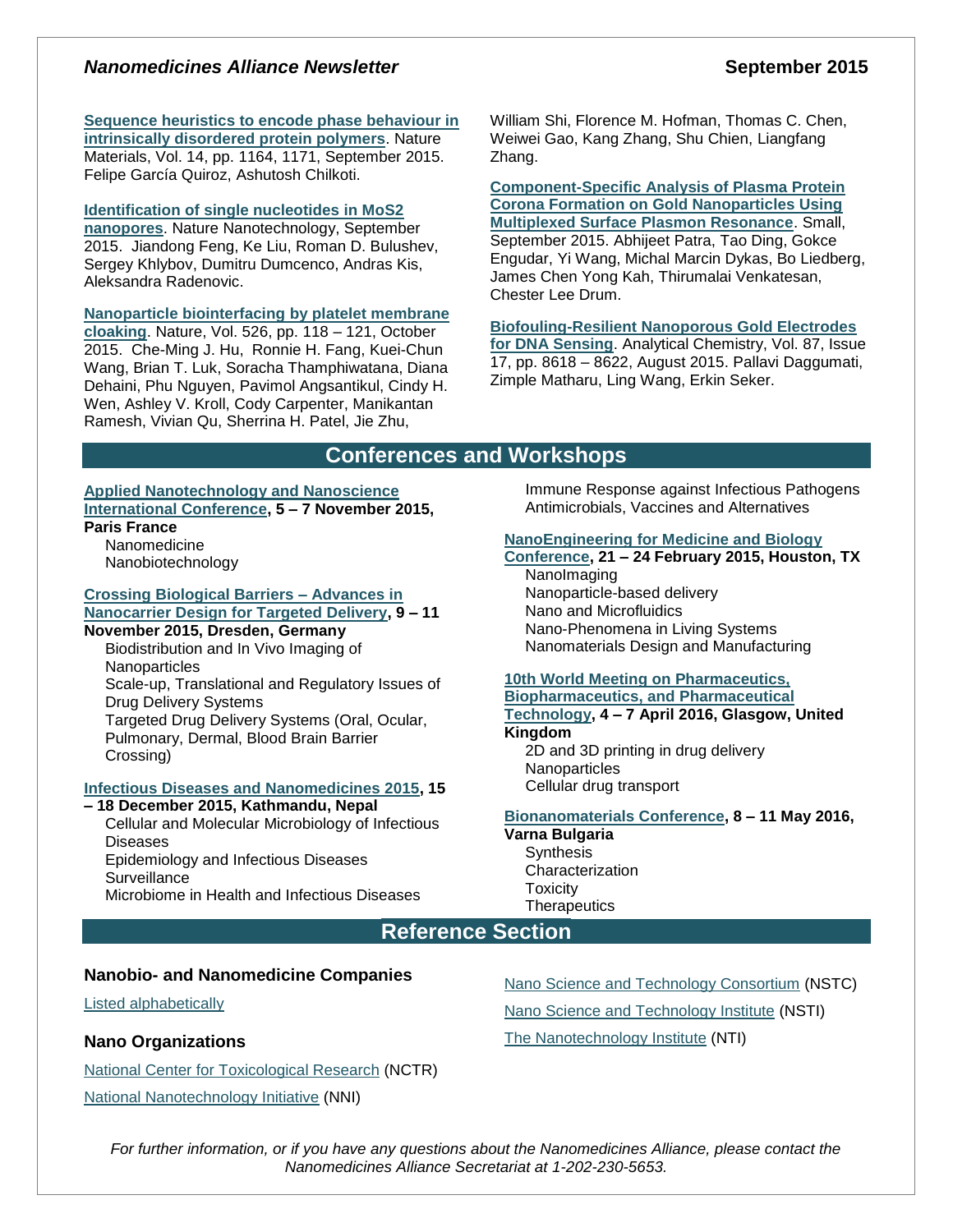**Sequence heuristics to encode phase behaviour in intrinsically disordered protein polymers**. Nature Materials, Vol. 14, pp. 1164, 1171, September 2015. Felipe García Quiroz, Ashutosh Chilkoti.

**Identification of single nucleotides in MoS2 nanopores**. Nature Nanotechnology, September 2015. Jiandong Feng, Ke Liu, Roman D. Bulushev, Sergey Khlybov, Dumitru Dumcenco, Andras Kis, Aleksandra Radenovic.

**Nanoparticle biointerfacing by platelet membrane cloaking**. Nature, Vol. 526, pp. 118 – 121, October 2015. Che-Ming J. Hu, Ronnie H. Fang, Kuei-Chun Wang, Brian T. Luk, Soracha Thamphiwatana, Diana Dehaini, Phu Nguyen, Pavimol Angsantikul, Cindy H. Wen, Ashley V. Kroll, Cody Carpenter, Manikantan Ramesh, Vivian Qu, Sherrina H. Patel, Jie Zhu, William Shi, Florence M. Hofman, Thomas C. Chen, Weiwei Gao, Kang Zhang, Shu Chien, Liangfang Zhang.

**Component-Specific Analysis of Plasma Protein Corona Formation on Gold Nanoparticles Using Multiplexed Surface Plasmon Resonance**. Small, September 2015. Abhijeet Patra, Tao Ding, Gokce Engudar, Yi Wang, Michal Marcin Dykas, Bo Liedberg, James Chen Yong Kah, Thirumalai Venkatesan, Chester Lee Drum.

**Biofouling-Resilient Nanoporous Gold Electrodes for DNA Sensing**. Analytical Chemistry, Vol. 87, Issue 17, pp. 8618 – 8622, August 2015. Pallavi Daggumati, Zimple Matharu, Ling Wang, Erkin Seker.

## Conferences and Workshops

**Applied Nanotechnology and Nanoscience International Conference, 5 – 7 November 2015, Paris France**
- Nanomedicine
- Nanobiotechnology

**Crossing Biological Barriers – Advances in Nanocarrier Design for Targeted Delivery, 9 – 11 November 2015, Dresden, Germany**
- Biodistribution and In Vivo Imaging of Nanoparticles
- Scale-up, Translational and Regulatory Issues of Drug Delivery Systems
- Targeted Drug Delivery Systems (Oral, Ocular, Pulmonary, Dermal, Blood Brain Barrier Crossing)

**Infectious Diseases and Nanomedicines 2015, 15 – 18 December 2015, Kathmandu, Nepal**
- Cellular and Molecular Microbiology of Infectious Diseases
- Epidemiology and Infectious Diseases Surveillance
- Microbiome in Health and Infectious Diseases
- Immune Response against Infectious Pathogens
- Antimicrobials, Vaccines and Alternatives

**NanoEngineering for Medicine and Biology Conference, 21 – 24 February 2015, Houston, TX**
- NanoImaging
- Nanoparticle-based delivery
- Nano and Microfluidics
- Nano-Phenomena in Living Systems
- Nanomaterials Design and Manufacturing

**10th World Meeting on Pharmaceutics, Biopharmaceutics, and Pharmaceutical Technology, 4 – 7 April 2016, Glasgow, United Kingdom**
- 2D and 3D printing in drug delivery
- Nanoparticles
- Cellular drug transport

**Bionanomaterials Conference, 8 – 11 May 2016, Varna Bulgaria**
- Synthesis
- Characterization
- Toxicity
- Therapeutics

## Reference Section

### Nanobio- and Nanomedicine Companies

Listed alphabetically

### Nano Organizations

National Center for Toxicological Research (NCTR)

National Nanotechnology Initiative (NNI)

Nano Science and Technology Consortium (NSTC)

Nano Science and Technology Institute (NSTI)

The Nanotechnology Institute (NTI)

*For further information, or if you have any questions about the Nanomedicines Alliance, please contact the Nanomedicines Alliance Secretariat at 1-202-230-5653.*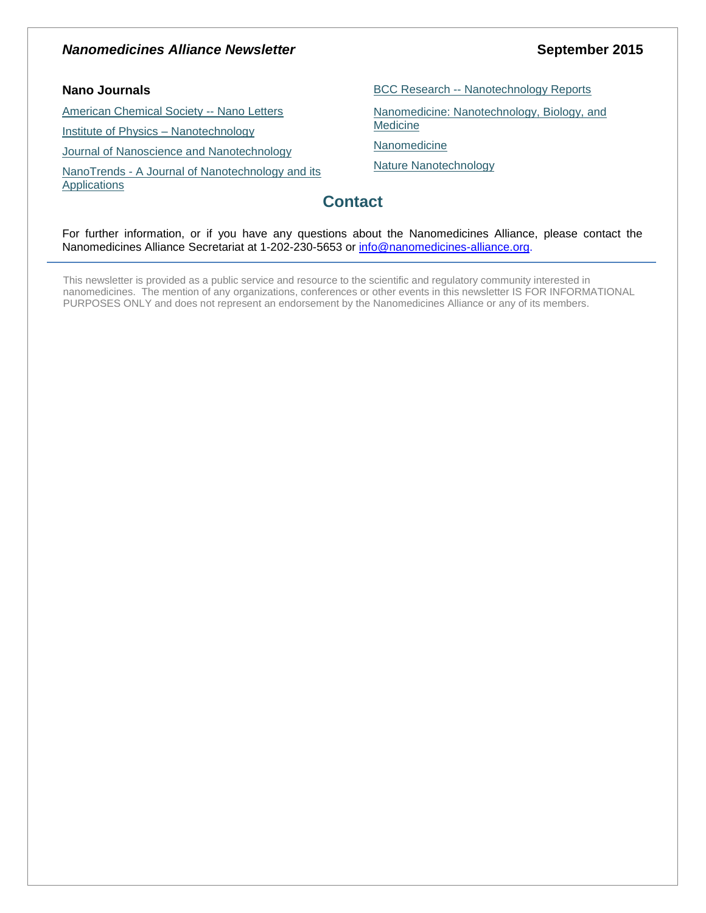### Nano Journals

American Chemical Society -- Nano Letters

Institute of Physics – Nanotechnology

Journal of Nanoscience and Nanotechnology

NanoTrends - A Journal of Nanotechnology and its Applications

BCC Research -- Nanotechnology Reports

Nanomedicine: Nanotechnology, Biology, and Medicine

Nanomedicine

Nature Nanotechnology

## Contact

For further information, or if you have any questions about the Nanomedicines Alliance, please contact the Nanomedicines Alliance Secretariat at 1-202-230-5653 or info@nanomedicines-alliance.org.

---

This newsletter is provided as a public service and resource to the scientific and regulatory community interested in nanomedicines. The mention of any organizations, conferences or other events in this newsletter IS FOR INFORMATIONAL PURPOSES ONLY and does not represent an endorsement by the Nanomedicines Alliance or any of its members.